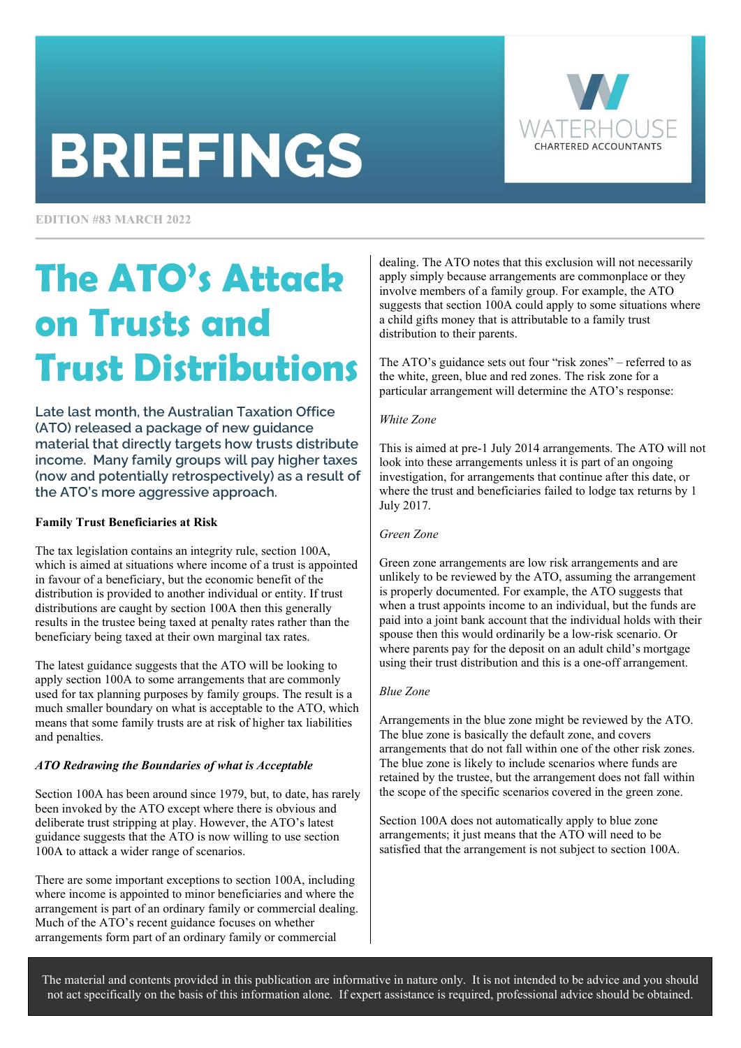# BRIEFINGS

WATERHOUSE CHARTERED ACCOUNTANTS

EDITION #83 MARCH 2022

## The ATO's Attack on Trusts and Trust Distributions

**Late last month, the Australian Taxation Office (ATO) released a package of new guidance material that directly targets how trusts distribute income. Many family groups will pay higher taxes (now and potentially retrospectively) as a result of the ATO's more aggressive approach.**

### Family Trust Beneficiaries at Risk

The tax legislation contains an integrity rule, section 100A, which is aimed at situations where income of a trust is appointed in favour of a beneficiary, but the economic benefit of the distribution is provided to another individual or entity. If trust distributions are caught by section 100A then this generally results in the trustee being taxed at penalty rates rather than the beneficiary being taxed at their own marginal tax rates.

The latest guidance suggests that the ATO will be looking to apply section 100A to some arrangements that are commonly used for tax planning purposes by family groups. The result is a much smaller boundary on what is acceptable to the ATO, which means that some family trusts are at risk of higher tax liabilities and penalties.

#### *ATO Redrawing the Boundaries of what is Acceptable*

Section 100A has been around since 1979, but, to date, has rarely been invoked by the ATO except where there is obvious and deliberate trust stripping at play. However, the ATO's latest guidance suggests that the ATO is now willing to use section 100A to attack a wider range of scenarios.

There are some important exceptions to section 100A, including where income is appointed to minor beneficiaries and where the arrangement is part of an ordinary family or commercial dealing. Much of the ATO's recent guidance focuses on whether arrangements form part of an ordinary family or commercial dealing. The ATO notes that this exclusion will not necessarily apply simply because arrangements are commonplace or they involve members of a family group. For example, the ATO suggests that section 100A could apply to some situations where a child gifts money that is attributable to a family trust distribution to their parents.

The ATO's guidance sets out four "risk zones" – referred to as the white, green, blue and red zones. The risk zone for a particular arrangement will determine the ATO's response:

*White Zone*

This is aimed at pre-1 July 2014 arrangements. The ATO will not look into these arrangements unless it is part of an ongoing investigation, for arrangements that continue after this date, or where the trust and beneficiaries failed to lodge tax returns by 1 July 2017.

*Green Zone*

Green zone arrangements are low risk arrangements and are unlikely to be reviewed by the ATO, assuming the arrangement is properly documented. For example, the ATO suggests that when a trust appoints income to an individual, but the funds are paid into a joint bank account that the individual holds with their spouse then this would ordinarily be a low-risk scenario. Or where parents pay for the deposit on an adult child's mortgage using their trust distribution and this is a one-off arrangement.

*Blue Zone*

Arrangements in the blue zone might be reviewed by the ATO. The blue zone is basically the default zone, and covers arrangements that do not fall within one of the other risk zones. The blue zone is likely to include scenarios where funds are retained by the trustee, but the arrangement does not fall within the scope of the specific scenarios covered in the green zone.

Section 100A does not automatically apply to blue zone arrangements; it just means that the ATO will need to be satisfied that the arrangement is not subject to section 100A.

The material and contents provided in this publication are informative in nature only. It is not intended to be advice and you should not act specifically on the basis of this information alone. If expert assistance is required, professional advice should be obtained.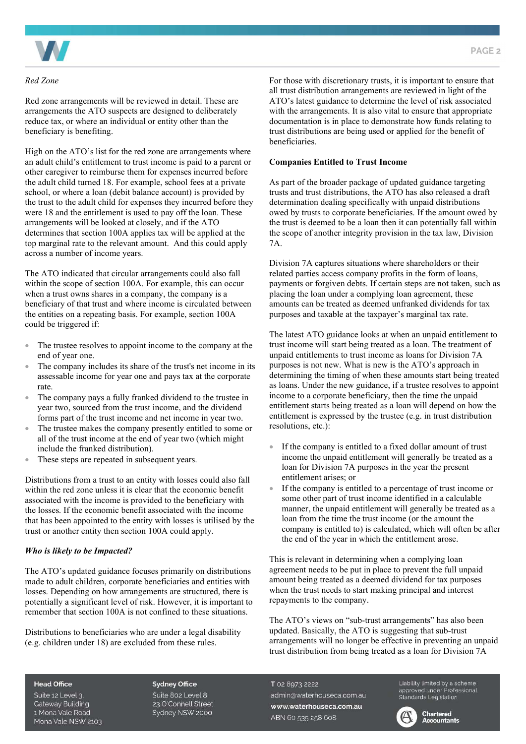*Red Zone*

Red zone arrangements will be reviewed in detail. These are arrangements the ATO suspects are designed to deliberately reduce tax, or where an individual or entity other than the beneficiary is benefiting.

High on the ATO's list for the red zone are arrangements where an adult child's entitlement to trust income is paid to a parent or other caregiver to reimburse them for expenses incurred before the adult child turned 18. For example, school fees at a private school, or where a loan (debit balance account) is provided by the trust to the adult child for expenses they incurred before they were 18 and the entitlement is used to pay off the loan. These arrangements will be looked at closely, and if the ATO determines that section 100A applies tax will be applied at the top marginal rate to the relevant amount. And this could apply across a number of income years.

The ATO indicated that circular arrangements could also fall within the scope of section 100A. For example, this can occur when a trust owns shares in a company, the company is a beneficiary of that trust and where income is circulated between the entities on a repeating basis. For example, section 100A could be triggered if:

- The trustee resolves to appoint income to the company at the end of year one.
- The company includes its share of the trust's net income in its assessable income for year one and pays tax at the corporate rate.
- The company pays a fully franked dividend to the trustee in year two, sourced from the trust income, and the dividend forms part of the trust income and net income in year two.
- The trustee makes the company presently entitled to some or all of the trust income at the end of year two (which might include the franked distribution).
- These steps are repeated in subsequent years.

Distributions from a trust to an entity with losses could also fall within the red zone unless it is clear that the economic benefit associated with the income is provided to the beneficiary with the losses. If the economic benefit associated with the income that has been appointed to the entity with losses is utilised by the trust or another entity then section 100A could apply.

***Who is likely to be Impacted?***

The ATO's updated guidance focuses primarily on distributions made to adult children, corporate beneficiaries and entities with losses. Depending on how arrangements are structured, there is potentially a significant level of risk. However, it is important to remember that section 100A is not confined to these situations.

Distributions to beneficiaries who are under a legal disability (e.g. children under 18) are excluded from these rules.

For those with discretionary trusts, it is important to ensure that all trust distribution arrangements are reviewed in light of the ATO's latest guidance to determine the level of risk associated with the arrangements. It is also vital to ensure that appropriate documentation is in place to demonstrate how funds relating to trust distributions are being used or applied for the benefit of beneficiaries.

**Companies Entitled to Trust Income**

As part of the broader package of updated guidance targeting trusts and trust distributions, the ATO has also released a draft determination dealing specifically with unpaid distributions owed by trusts to corporate beneficiaries. If the amount owed by the trust is deemed to be a loan then it can potentially fall within the scope of another integrity provision in the tax law, Division 7A.

Division 7A captures situations where shareholders or their related parties access company profits in the form of loans, payments or forgiven debts. If certain steps are not taken, such as placing the loan under a complying loan agreement, these amounts can be treated as deemed unfranked dividends for tax purposes and taxable at the taxpayer's marginal tax rate.

The latest ATO guidance looks at when an unpaid entitlement to trust income will start being treated as a loan. The treatment of unpaid entitlements to trust income as loans for Division 7A purposes is not new. What is new is the ATO's approach in determining the timing of when these amounts start being treated as loans. Under the new guidance, if a trustee resolves to appoint income to a corporate beneficiary, then the time the unpaid entitlement starts being treated as a loan will depend on how the entitlement is expressed by the trustee (e.g. in trust distribution resolutions, etc.):

- If the company is entitled to a fixed dollar amount of trust income the unpaid entitlement will generally be treated as a loan for Division 7A purposes in the year the present entitlement arises; or
- If the company is entitled to a percentage of trust income or some other part of trust income identified in a calculable manner, the unpaid entitlement will generally be treated as a loan from the time the trust income (or the amount the company is entitled to) is calculated, which will often be after the end of the year in which the entitlement arose.

This is relevant in determining when a complying loan agreement needs to be put in place to prevent the full unpaid amount being treated as a deemed dividend for tax purposes when the trust needs to start making principal and interest repayments to the company.

The ATO's views on "sub-trust arrangements" has also been updated. Basically, the ATO is suggesting that sub-trust arrangements will no longer be effective in preventing an unpaid trust distribution from being treated as a loan for Division 7A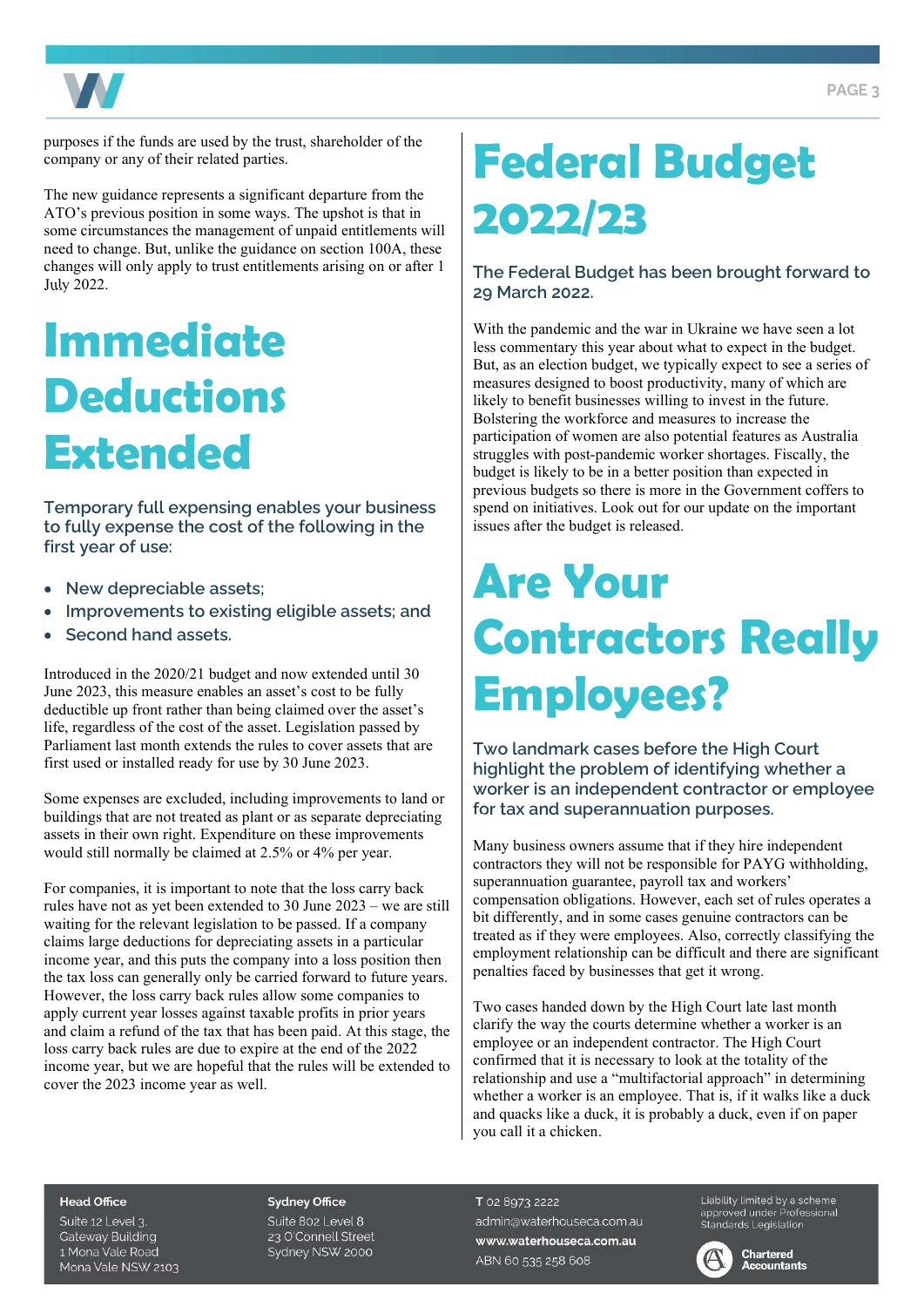purposes if the funds are used by the trust, shareholder of the company or any of their related parties.

The new guidance represents a significant departure from the ATO's previous position in some ways. The upshot is that in some circumstances the management of unpaid entitlements will need to change. But, unlike the guidance on section 100A, these changes will only apply to trust entitlements arising on or after 1 July 2022.

# Immediate Deductions Extended

### Temporary full expensing enables your business to fully expense the cost of the following in the first year of use:

- New depreciable assets;
- Improvements to existing eligible assets; and
- Second hand assets.

Introduced in the 2020/21 budget and now extended until 30 June 2023, this measure enables an asset's cost to be fully deductible up front rather than being claimed over the asset's life, regardless of the cost of the asset. Legislation passed by Parliament last month extends the rules to cover assets that are first used or installed ready for use by 30 June 2023.

Some expenses are excluded, including improvements to land or buildings that are not treated as plant or as separate depreciating assets in their own right. Expenditure on these improvements would still normally be claimed at 2.5% or 4% per year.

For companies, it is important to note that the loss carry back rules have not as yet been extended to 30 June 2023 – we are still waiting for the relevant legislation to be passed. If a company claims large deductions for depreciating assets in a particular income year, and this puts the company into a loss position then the tax loss can generally only be carried forward to future years. However, the loss carry back rules allow some companies to apply current year losses against taxable profits in prior years and claim a refund of the tax that has been paid. At this stage, the loss carry back rules are due to expire at the end of the 2022 income year, but we are hopeful that the rules will be extended to cover the 2023 income year as well.

# Federal Budget 2022/23

### The Federal Budget has been brought forward to 29 March 2022.

With the pandemic and the war in Ukraine we have seen a lot less commentary this year about what to expect in the budget. But, as an election budget, we typically expect to see a series of measures designed to boost productivity, many of which are likely to benefit businesses willing to invest in the future. Bolstering the workforce and measures to increase the participation of women are also potential features as Australia struggles with post-pandemic worker shortages. Fiscally, the budget is likely to be in a better position than expected in previous budgets so there is more in the Government coffers to spend on initiatives. Look out for our update on the important issues after the budget is released.

# Are Your Contractors Really Employees?

### Two landmark cases before the High Court highlight the problem of identifying whether a worker is an independent contractor or employee for tax and superannuation purposes.

Many business owners assume that if they hire independent contractors they will not be responsible for PAYG withholding, superannuation guarantee, payroll tax and workers' compensation obligations. However, each set of rules operates a bit differently, and in some cases genuine contractors can be treated as if they were employees. Also, correctly classifying the employment relationship can be difficult and there are significant penalties faced by businesses that get it wrong.

Two cases handed down by the High Court late last month clarify the way the courts determine whether a worker is an employee or an independent contractor. The High Court confirmed that it is necessary to look at the totality of the relationship and use a "multifactorial approach" in determining whether a worker is an employee. That is, if it walks like a duck and quacks like a duck, it is probably a duck, even if on paper you call it a chicken.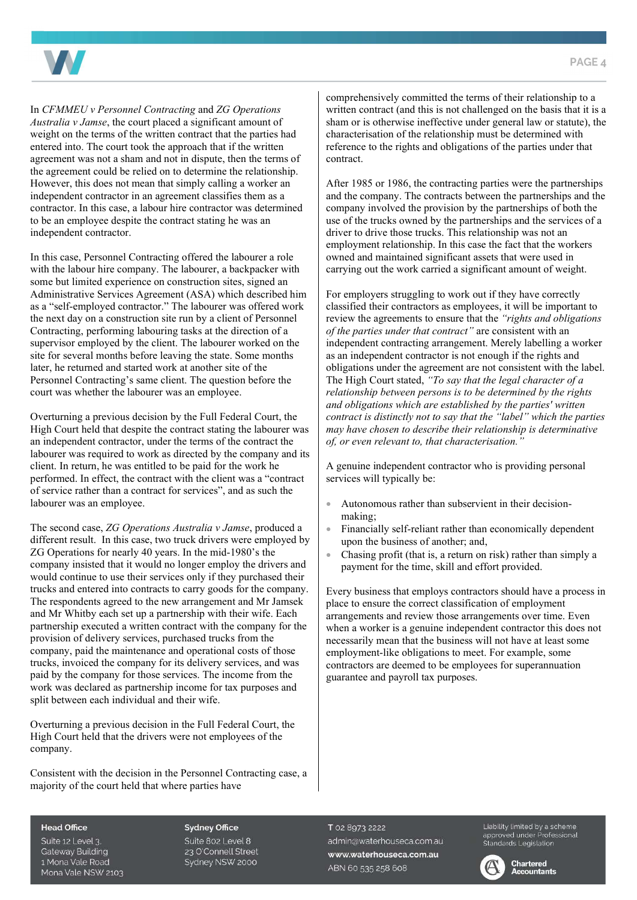In *CFMMEU v Personnel Contracting* and *ZG Operations Australia v Jamse*, the court placed a significant amount of weight on the terms of the written contract that the parties had entered into. The court took the approach that if the written agreement was not a sham and not in dispute, then the terms of the agreement could be relied on to determine the relationship. However, this does not mean that simply calling a worker an independent contractor in an agreement classifies them as a contractor. In this case, a labour hire contractor was determined to be an employee despite the contract stating he was an independent contractor.

In this case, Personnel Contracting offered the labourer a role with the labour hire company. The labourer, a backpacker with some but limited experience on construction sites, signed an Administrative Services Agreement (ASA) which described him as a "self-employed contractor." The labourer was offered work the next day on a construction site run by a client of Personnel Contracting, performing labouring tasks at the direction of a supervisor employed by the client. The labourer worked on the site for several months before leaving the state. Some months later, he returned and started work at another site of the Personnel Contracting's same client. The question before the court was whether the labourer was an employee.

Overturning a previous decision by the Full Federal Court, the High Court held that despite the contract stating the labourer was an independent contractor, under the terms of the contract the labourer was required to work as directed by the company and its client. In return, he was entitled to be paid for the work he performed. In effect, the contract with the client was a "contract of service rather than a contract for services", and as such the labourer was an employee.

The second case, *ZG Operations Australia v Jamse*, produced a different result. In this case, two truck drivers were employed by ZG Operations for nearly 40 years. In the mid-1980's the company insisted that it would no longer employ the drivers and would continue to use their services only if they purchased their trucks and entered into contracts to carry goods for the company. The respondents agreed to the new arrangement and Mr Jamsek and Mr Whitby each set up a partnership with their wife. Each partnership executed a written contract with the company for the provision of delivery services, purchased trucks from the company, paid the maintenance and operational costs of those trucks, invoiced the company for its delivery services, and was paid by the company for those services. The income from the work was declared as partnership income for tax purposes and split between each individual and their wife.

Overturning a previous decision in the Full Federal Court, the High Court held that the drivers were not employees of the company.

Consistent with the decision in the Personnel Contracting case, a majority of the court held that where parties have comprehensively committed the terms of their relationship to a written contract (and this is not challenged on the basis that it is a sham or is otherwise ineffective under general law or statute), the characterisation of the relationship must be determined with reference to the rights and obligations of the parties under that contract.

After 1985 or 1986, the contracting parties were the partnerships and the company. The contracts between the partnerships and the company involved the provision by the partnerships of both the use of the trucks owned by the partnerships and the services of a driver to drive those trucks. This relationship was not an employment relationship. In this case the fact that the workers owned and maintained significant assets that were used in carrying out the work carried a significant amount of weight.

For employers struggling to work out if they have correctly classified their contractors as employees, it will be important to review the agreements to ensure that the *"rights and obligations of the parties under that contract"* are consistent with an independent contracting arrangement. Merely labelling a worker as an independent contractor is not enough if the rights and obligations under the agreement are not consistent with the label. The High Court stated, *"To say that the legal character of a relationship between persons is to be determined by the rights and obligations which are established by the parties' written contract is distinctly not to say that the "label" which the parties may have chosen to describe their relationship is determinative of, or even relevant to, that characterisation."*

A genuine independent contractor who is providing personal services will typically be:

- Autonomous rather than subservient in their decision-making;
- Financially self-reliant rather than economically dependent upon the business of another; and,
- Chasing profit (that is, a return on risk) rather than simply a payment for the time, skill and effort provided.

Every business that employs contractors should have a process in place to ensure the correct classification of employment arrangements and review those arrangements over time. Even when a worker is a genuine independent contractor this does not necessarily mean that the business will not have at least some employment-like obligations to meet. For example, some contractors are deemed to be employees for superannuation guarantee and payroll tax purposes.